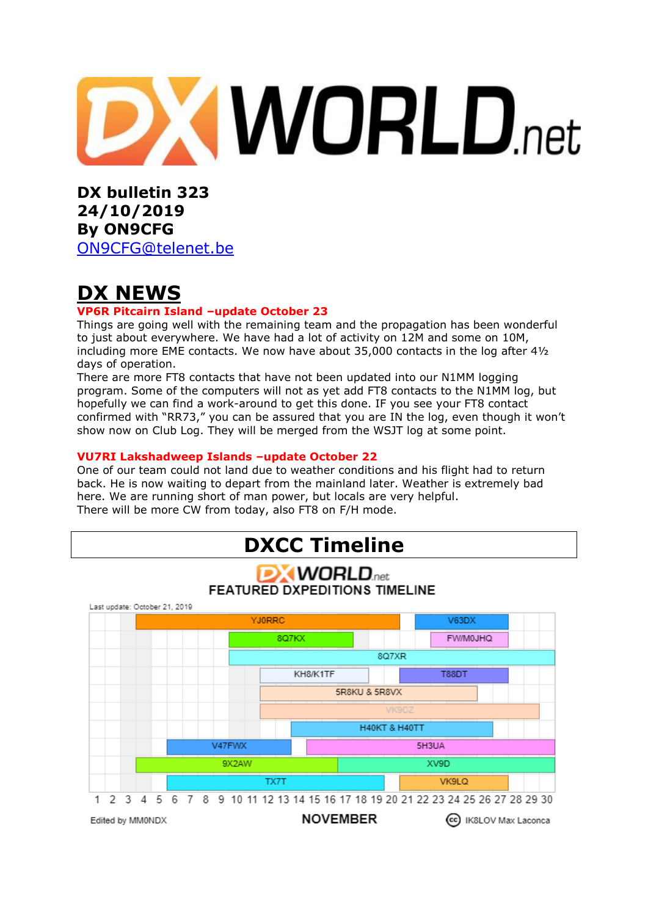# DX WORLD.net

**DX bulletin 323**
**24/10/2019**
**By ON9CFG**
ON9CFG@telenet.be

# DX NEWS

### VP6R Pitcairn Island –update October 23

Things are going well with the remaining team and the propagation has been wonderful to just about everywhere. We have had a lot of activity on 12M and some on 10M, including more EME contacts. We now have about 35,000 contacts in the log after 4½ days of operation.
There are more FT8 contacts that have not been updated into our N1MM logging program. Some of the computers will not as yet add FT8 contacts to the N1MM log, but hopefully we can find a work-around to get this done. IF you see your FT8 contact confirmed with “RR73,” you can be assured that you are IN the log, even though it won’t show now on Club Log. They will be merged from the WSJT log at some point.

### VU7RI Lakshadweep Islands –update October 22

One of our team could not land due to weather conditions and his flight had to return back. He is now waiting to depart from the mainland later. Weather is extremely bad here. We are running short of man power, but locals are very helpful.
There will be more CW from today, also FT8 on F/H mode.

## DXCC Timeline

DX WORLD.net
FEATURED DXPEDITIONS TIMELINE

Last update: October 21, 2019

YJ0RRC, V63DX, 8Q7KX, FW/M0JHQ, 8Q7XR, KH8/K1TF, T88DT, 5R8KU & 5R8VX, VK9CZ, H40KT & H40TT, V47FWX, 5H3UA, 9X2AW, XV9D, TX7T, VK9LQ

1 2 3 4 5 6 7 8 9 10 11 12 13 14 15 16 17 18 19 20 21 22 23 24 25 26 27 28 29 30

Edited by MM0NDX — NOVEMBER — IK8LOV Max Laconca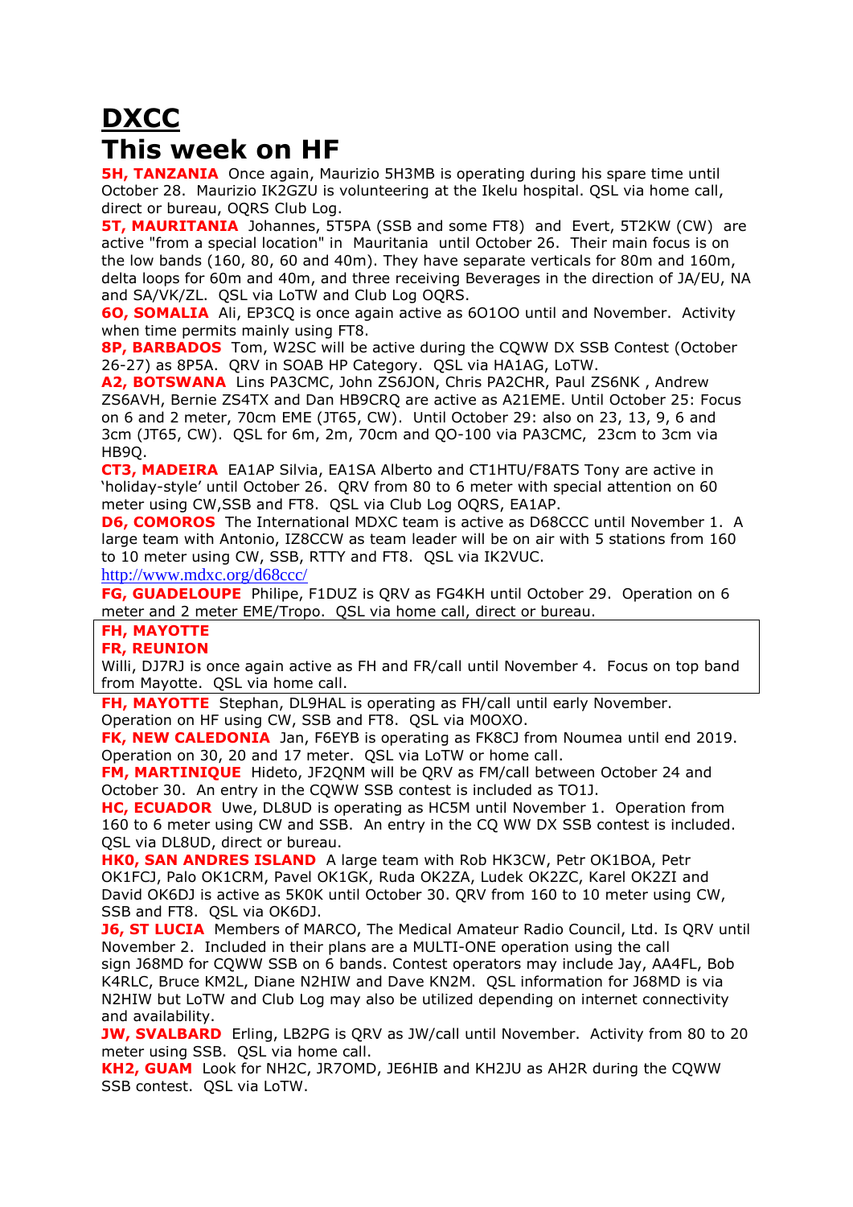# DXCC

# This week on HF

**5H, TANZANIA** Once again, Maurizio 5H3MB is operating during his spare time until October 28. Maurizio IK2GZU is volunteering at the Ikelu hospital. QSL via home call, direct or bureau, OQRS Club Log.

**5T, MAURITANIA** Johannes, 5T5PA (SSB and some FT8) and Evert, 5T2KW (CW) are active "from a special location" in Mauritania until October 26. Their main focus is on the low bands (160, 80, 60 and 40m). They have separate verticals for 80m and 160m, delta loops for 60m and 40m, and three receiving Beverages in the direction of JA/EU, NA and SA/VK/ZL. QSL via LoTW and Club Log OQRS.

**6O, SOMALIA** Ali, EP3CQ is once again active as 6O1OO until and November. Activity when time permits mainly using FT8.

**8P, BARBADOS** Tom, W2SC will be active during the CQWW DX SSB Contest (October 26-27) as 8P5A. QRV in SOAB HP Category. QSL via HA1AG, LoTW.

**A2, BOTSWANA** Lins PA3CMC, John ZS6JON, Chris PA2CHR, Paul ZS6NK , Andrew ZS6AVH, Bernie ZS4TX and Dan HB9CRQ are active as A21EME. Until October 25: Focus on 6 and 2 meter, 70cm EME (JT65, CW). Until October 29: also on 23, 13, 9, 6 and 3cm (JT65, CW). QSL for 6m, 2m, 70cm and QO-100 via PA3CMC, 23cm to 3cm via HB9Q.

**CT3, MADEIRA** EA1AP Silvia, EA1SA Alberto and CT1HTU/F8ATS Tony are active in 'holiday-style' until October 26. QRV from 80 to 6 meter with special attention on 60 meter using CW,SSB and FT8. QSL via Club Log OQRS, EA1AP.

**D6, COMOROS** The International MDXC team is active as D68CCC until November 1. A large team with Antonio, IZ8CCW as team leader will be on air with 5 stations from 160 to 10 meter using CW, SSB, RTTY and FT8. QSL via IK2VUC.
http://www.mdxc.org/d68ccc/

**FG, GUADELOUPE** Philipe, F1DUZ is QRV as FG4KH until October 29. Operation on 6 meter and 2 meter EME/Tropo. QSL via home call, direct or bureau.

**FH, MAYOTTE**
**FR, REUNION**
Willi, DJ7RJ is once again active as FH and FR/call until November 4. Focus on top band from Mayotte. QSL via home call.

**FH, MAYOTTE** Stephan, DL9HAL is operating as FH/call until early November. Operation on HF using CW, SSB and FT8. QSL via M0OXO.

**FK, NEW CALEDONIA** Jan, F6EYB is operating as FK8CJ from Noumea until end 2019. Operation on 30, 20 and 17 meter. QSL via LoTW or home call.

**FM, MARTINIQUE** Hideto, JF2QNM will be QRV as FM/call between October 24 and October 30. An entry in the CQWW SSB contest is included as TO1J.

**HC, ECUADOR** Uwe, DL8UD is operating as HC5M until November 1. Operation from 160 to 6 meter using CW and SSB. An entry in the CQ WW DX SSB contest is included. QSL via DL8UD, direct or bureau.

**HK0, SAN ANDRES ISLAND** A large team with Rob HK3CW, Petr OK1BOA, Petr OK1FCJ, Palo OK1CRM, Pavel OK1GK, Ruda OK2ZA, Ludek OK2ZC, Karel OK2ZI and David OK6DJ is active as 5K0K until October 30. QRV from 160 to 10 meter using CW, SSB and FT8. QSL via OK6DJ.

**J6, ST LUCIA** Members of MARCO, The Medical Amateur Radio Council, Ltd. Is QRV until November 2. Included in their plans are a MULTI-ONE operation using the call sign J68MD for CQWW SSB on 6 bands. Contest operators may include Jay, AA4FL, Bob K4RLC, Bruce KM2L, Diane N2HIW and Dave KN2M. QSL information for J68MD is via N2HIW but LoTW and Club Log may also be utilized depending on internet connectivity and availability.

**JW, SVALBARD** Erling, LB2PG is QRV as JW/call until November. Activity from 80 to 20 meter using SSB. QSL via home call.

**KH2, GUAM** Look for NH2C, JR7OMD, JE6HIB and KH2JU as AH2R during the CQWW SSB contest. QSL via LoTW.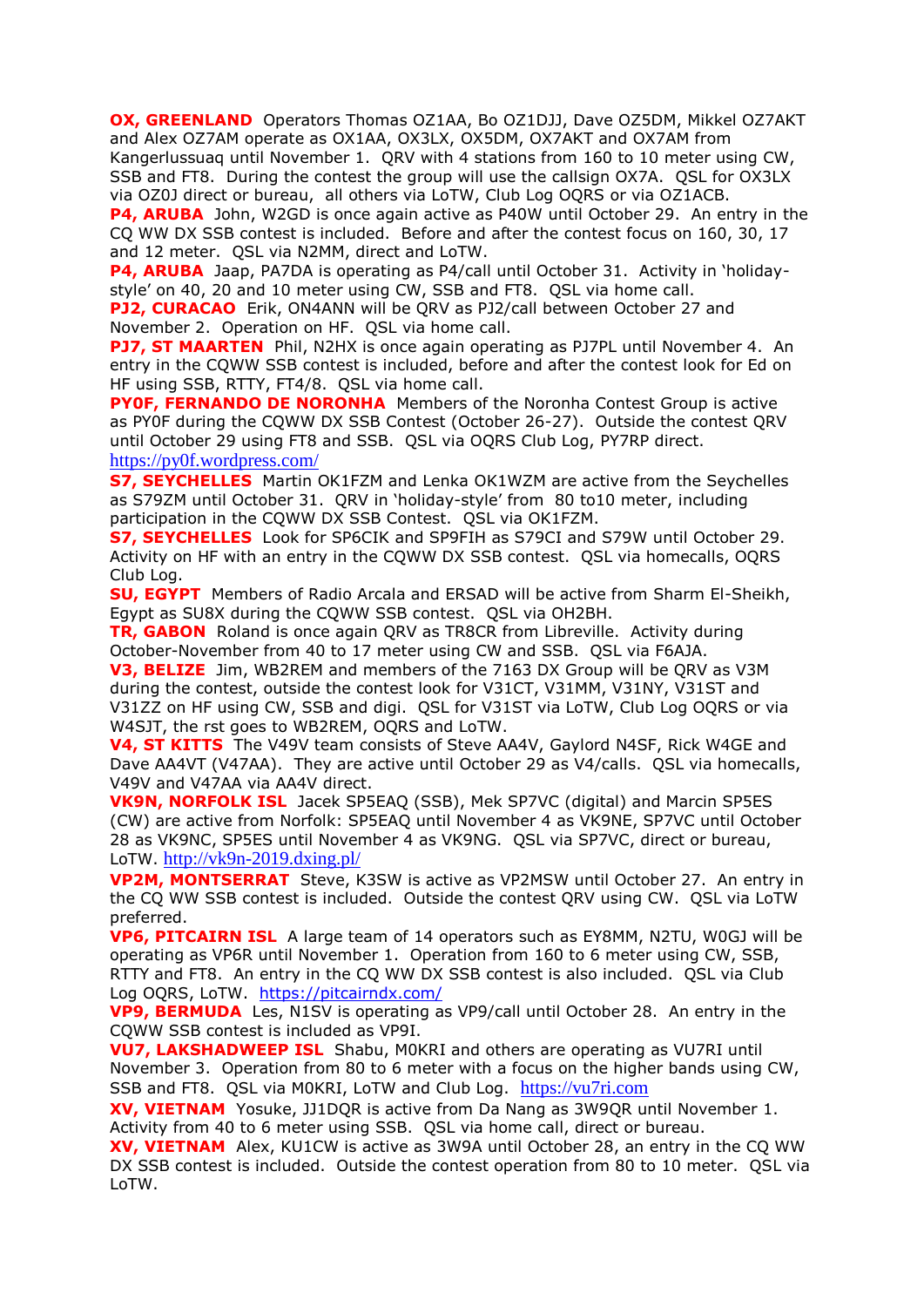**OX, GREENLAND** Operators Thomas OZ1AA, Bo OZ1DJJ, Dave OZ5DM, Mikkel OZ7AKT and Alex OZ7AM operate as OX1AA, OX3LX, OX5DM, OX7AKT and OX7AM from Kangerlussuaq until November 1. QRV with 4 stations from 160 to 10 meter using CW, SSB and FT8. During the contest the group will use the callsign OX7A. QSL for OX3LX via OZ0J direct or bureau, all others via LoTW, Club Log OQRS or via OZ1ACB.

**P4, ARUBA** John, W2GD is once again active as P40W until October 29. An entry in the CQ WW DX SSB contest is included. Before and after the contest focus on 160, 30, 17 and 12 meter. QSL via N2MM, direct and LoTW.

**P4, ARUBA** Jaap, PA7DA is operating as P4/call until October 31. Activity in 'holiday-style' on 40, 20 and 10 meter using CW, SSB and FT8. QSL via home call.

**PJ2, CURACAO** Erik, ON4ANN will be QRV as PJ2/call between October 27 and November 2. Operation on HF. QSL via home call.

**PJ7, ST MAARTEN** Phil, N2HX is once again operating as PJ7PL until November 4. An entry in the CQWW SSB contest is included, before and after the contest look for Ed on HF using SSB, RTTY, FT4/8. QSL via home call.

**PY0F, FERNANDO DE NORONHA** Members of the Noronha Contest Group is active as PY0F during the CQWW DX SSB Contest (October 26-27). Outside the contest QRV until October 29 using FT8 and SSB. QSL via OQRS Club Log, PY7RP direct. https://py0f.wordpress.com/

**S7, SEYCHELLES** Martin OK1FZM and Lenka OK1WZM are active from the Seychelles as S79ZM until October 31. QRV in 'holiday-style' from 80 to10 meter, including participation in the CQWW DX SSB Contest. QSL via OK1FZM.

**S7, SEYCHELLES** Look for SP6CIK and SP9FIH as S79CI and S79W until October 29. Activity on HF with an entry in the CQWW DX SSB contest. QSL via homecalls, OQRS Club Log.

**SU, EGYPT** Members of Radio Arcala and ERSAD will be active from Sharm El-Sheikh, Egypt as SU8X during the CQWW SSB contest. QSL via OH2BH.

**TR, GABON** Roland is once again QRV as TR8CR from Libreville. Activity during October-November from 40 to 17 meter using CW and SSB. QSL via F6AJA.

**V3, BELIZE** Jim, WB2REM and members of the 7163 DX Group will be QRV as V3M during the contest, outside the contest look for V31CT, V31MM, V31NY, V31ST and V31ZZ on HF using CW, SSB and digi. QSL for V31ST via LoTW, Club Log OQRS or via W4SJT, the rst goes to WB2REM, OQRS and LoTW.

**V4, ST KITTS** The V49V team consists of Steve AA4V, Gaylord N4SF, Rick W4GE and Dave AA4VT (V47AA). They are active until October 29 as V4/calls. QSL via homecalls, V49V and V47AA via AA4V direct.

**VK9N, NORFOLK ISL** Jacek SP5EAQ (SSB), Mek SP7VC (digital) and Marcin SP5ES (CW) are active from Norfolk: SP5EAQ until November 4 as VK9NE, SP7VC until October 28 as VK9NC, SP5ES until November 4 as VK9NG. QSL via SP7VC, direct or bureau, LoTW. http://vk9n-2019.dxing.pl/

**VP2M, MONTSERRAT** Steve, K3SW is active as VP2MSW until October 27. An entry in the CQ WW SSB contest is included. Outside the contest QRV using CW. QSL via LoTW preferred.

**VP6, PITCAIRN ISL** A large team of 14 operators such as EY8MM, N2TU, W0GJ will be operating as VP6R until November 1. Operation from 160 to 6 meter using CW, SSB, RTTY and FT8. An entry in the CQ WW DX SSB contest is also included. QSL via Club Log OQRS, LoTW. https://pitcairndx.com/

**VP9, BERMUDA** Les, N1SV is operating as VP9/call until October 28. An entry in the CQWW SSB contest is included as VP9I.

**VU7, LAKSHADWEEP ISL** Shabu, M0KRI and others are operating as VU7RI until November 3. Operation from 80 to 6 meter with a focus on the higher bands using CW, SSB and FT8. QSL via M0KRI, LoTW and Club Log. https://vu7ri.com

**XV, VIETNAM** Yosuke, JJ1DQR is active from Da Nang as 3W9QR until November 1. Activity from 40 to 6 meter using SSB. QSL via home call, direct or bureau.

**XV, VIETNAM** Alex, KU1CW is active as 3W9A until October 28, an entry in the CQ WW DX SSB contest is included. Outside the contest operation from 80 to 10 meter. QSL via LoTW.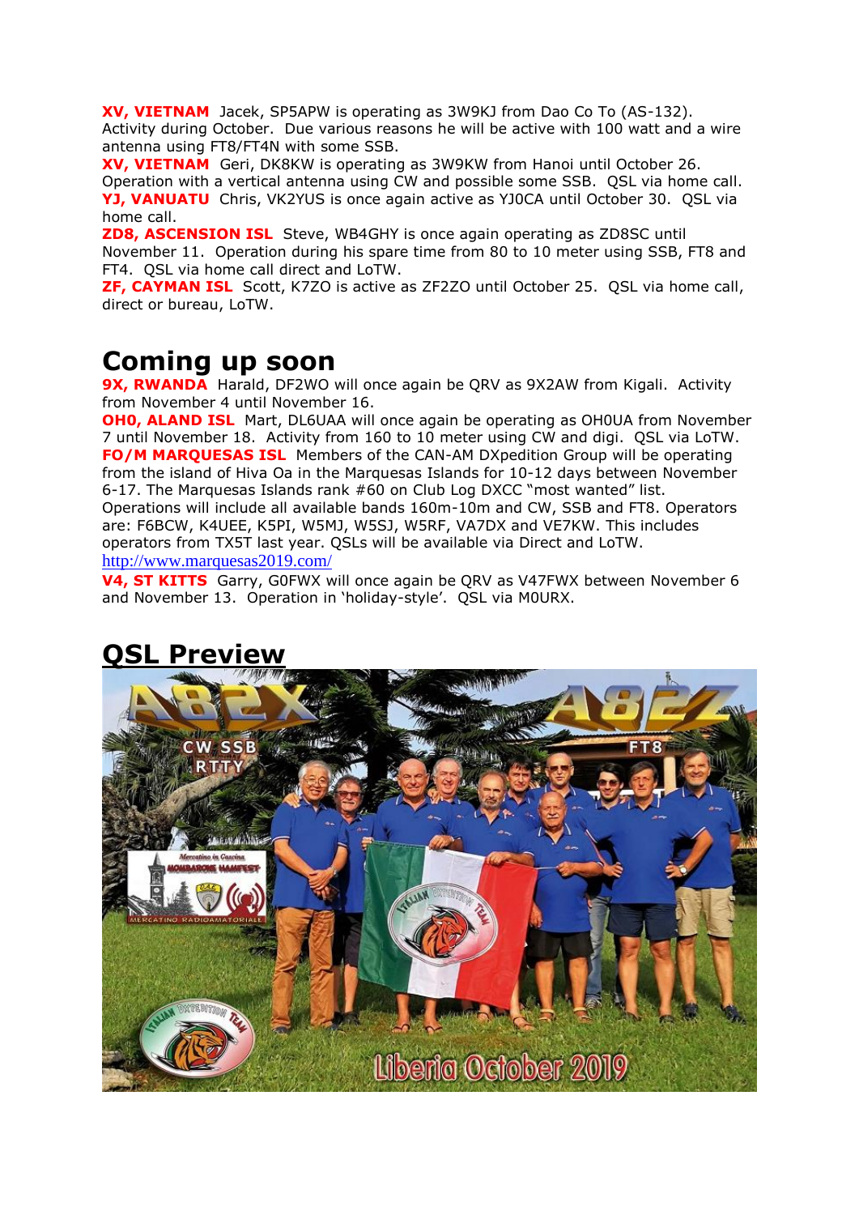**XV, VIETNAM** Jacek, SP5APW is operating as 3W9KJ from Dao Co To (AS-132). Activity during October. Due various reasons he will be active with 100 watt and a wire antenna using FT8/FT4N with some SSB.

**XV, VIETNAM** Geri, DK8KW is operating as 3W9KW from Hanoi until October 26. Operation with a vertical antenna using CW and possible some SSB. QSL via home call.

**YJ, VANUATU** Chris, VK2YUS is once again active as YJ0CA until October 30. QSL via home call.

**ZD8, ASCENSION ISL** Steve, WB4GHY is once again operating as ZD8SC until November 11. Operation during his spare time from 80 to 10 meter using SSB, FT8 and FT4. QSL via home call direct and LoTW.

**ZF, CAYMAN ISL** Scott, K7ZO is active as ZF2ZO until October 25. QSL via home call, direct or bureau, LoTW.

# Coming up soon

**9X, RWANDA** Harald, DF2WO will once again be QRV as 9X2AW from Kigali. Activity from November 4 until November 16.

**OH0, ALAND ISL** Mart, DL6UAA will once again be operating as OH0UA from November 7 until November 18. Activity from 160 to 10 meter using CW and digi. QSL via LoTW.

**FO/M MARQUESAS ISL** Members of the CAN-AM DXpedition Group will be operating from the island of Hiva Oa in the Marquesas Islands for 10-12 days between November 6-17. The Marquesas Islands rank #60 on Club Log DXCC "most wanted" list. Operations will include all available bands 160m-10m and CW, SSB and FT8. Operators are: F6BCW, K4UEE, K5PI, W5MJ, W5SJ, W5RF, VA7DX and VE7KW. This includes operators from TX5T last year. QSLs will be available via Direct and LoTW.
http://www.marquesas2019.com/

**V4, ST KITTS** Garry, G0FWX will once again be QRV as V47FWX between November 6 and November 13. Operation in 'holiday-style'. QSL via M0URX.

# QSL Preview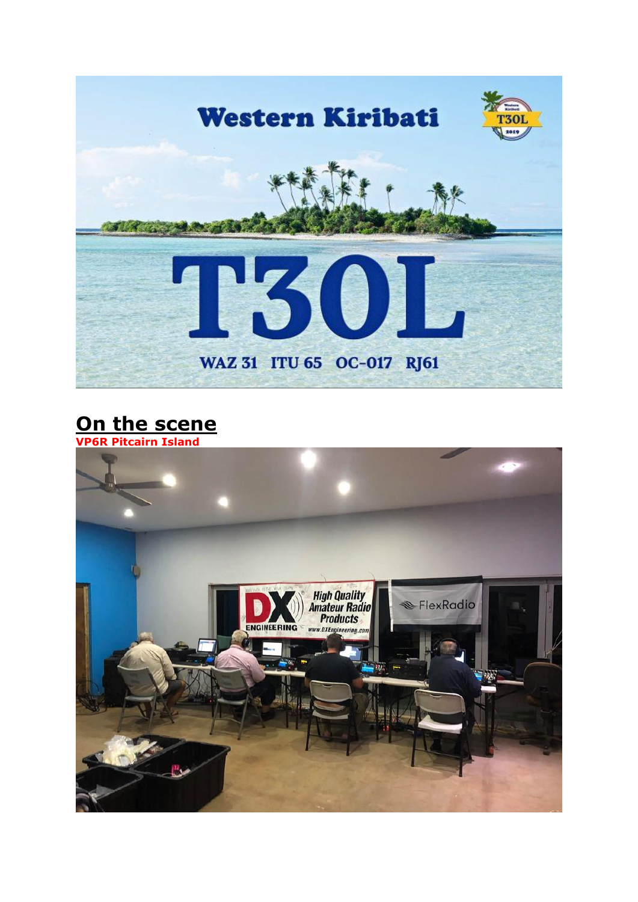## On the scene

**VP6R Pitcairn Island**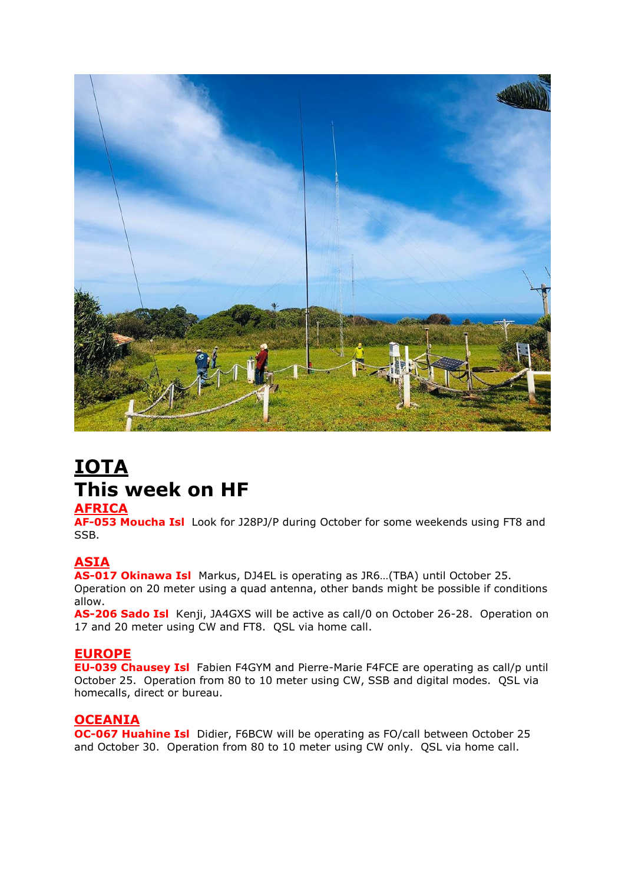# IOTA

## This week on HF

### AFRICA

**AF-053 Moucha Isl** Look for J28PJ/P during October for some weekends using FT8 and SSB.

### ASIA

**AS-017 Okinawa Isl** Markus, DJ4EL is operating as JR6…(TBA) until October 25. Operation on 20 meter using a quad antenna, other bands might be possible if conditions allow.

**AS-206 Sado Isl** Kenji, JA4GXS will be active as call/0 on October 26-28. Operation on 17 and 20 meter using CW and FT8. QSL via home call.

### EUROPE

**EU-039 Chausey Isl** Fabien F4GYM and Pierre-Marie F4FCE are operating as call/p until October 25. Operation from 80 to 10 meter using CW, SSB and digital modes. QSL via homecalls, direct or bureau.

### OCEANIA

**OC-067 Huahine Isl** Didier, F6BCW will be operating as FO/call between October 25 and October 30. Operation from 80 to 10 meter using CW only. QSL via home call.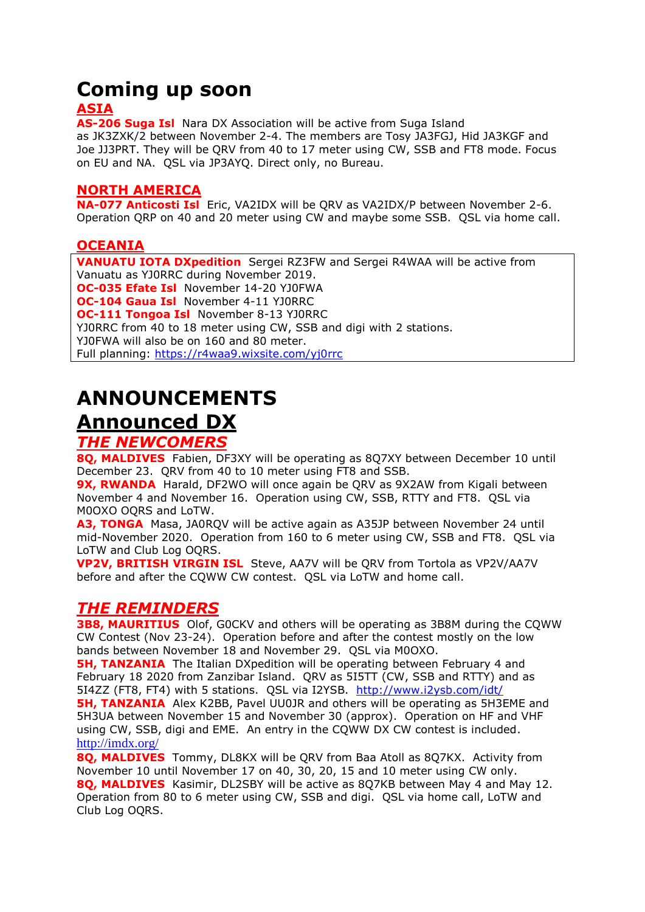# Coming up soon

## ASIA

**AS-206 Suga Isl** Nara DX Association will be active from Suga Island as JK3ZXK/2 between November 2-4. The members are Tosy JA3FGJ, Hid JA3KGF and Joe JJ3PRT. They will be QRV from 40 to 17 meter using CW, SSB and FT8 mode. Focus on EU and NA. QSL via JP3AYQ. Direct only, no Bureau.

## NORTH AMERICA

**NA-077 Anticosti Isl** Eric, VA2IDX will be QRV as VA2IDX/P between November 2-6. Operation QRP on 40 and 20 meter using CW and maybe some SSB. QSL via home call.

## OCEANIA

**VANUATU IOTA DXpedition** Sergei RZ3FW and Sergei R4WAA will be active from Vanuatu as YJ0RRC during November 2019.
**OC-035 Efate Isl** November 14-20 YJ0FWA
**OC-104 Gaua Isl** November 4-11 YJ0RRC
**OC-111 Tongoa Isl** November 8-13 YJ0RRC
YJ0RRC from 40 to 18 meter using CW, SSB and digi with 2 stations.
YJ0FWA will also be on 160 and 80 meter.
Full planning: https://r4waa9.wixsite.com/yj0rrc

# ANNOUNCEMENTS

# Announced DX

## *THE NEWCOMERS*

**8Q, MALDIVES** Fabien, DF3XY will be operating as 8Q7XY between December 10 until December 23. QRV from 40 to 10 meter using FT8 and SSB.
**9X, RWANDA** Harald, DF2WO will once again be QRV as 9X2AW from Kigali between November 4 and November 16. Operation using CW, SSB, RTTY and FT8. QSL via M0OXO OQRS and LoTW.
**A3, TONGA** Masa, JA0RQV will be active again as A35JP between November 24 until mid-November 2020. Operation from 160 to 6 meter using CW, SSB and FT8. QSL via LoTW and Club Log OQRS.
**VP2V, BRITISH VIRGIN ISL** Steve, AA7V will be QRV from Tortola as VP2V/AA7V before and after the CQWW CW contest. QSL via LoTW and home call.

## *THE REMINDERS*

**3B8, MAURITIUS** Olof, G0CKV and others will be operating as 3B8M during the CQWW CW Contest (Nov 23-24). Operation before and after the contest mostly on the low bands between November 18 and November 29. QSL via M0OXO.
**5H, TANZANIA** The Italian DXpedition will be operating between February 4 and February 18 2020 from Zanzibar Island. QRV as 5I5TT (CW, SSB and RTTY) and as 5I4ZZ (FT8, FT4) with 5 stations. QSL via I2YSB. http://www.i2ysb.com/idt/
**5H, TANZANIA** Alex K2BB, Pavel UU0JR and others will be operating as 5H3EME and 5H3UA between November 15 and November 30 (approx). Operation on HF and VHF using CW, SSB, digi and EME. An entry in the CQWW DX CW contest is included. http://imdx.org/
**8Q, MALDIVES** Tommy, DL8KX will be QRV from Baa Atoll as 8Q7KX. Activity from November 10 until November 17 on 40, 30, 20, 15 and 10 meter using CW only.
**8Q, MALDIVES** Kasimir, DL2SBY will be active as 8Q7KB between May 4 and May 12. Operation from 80 to 6 meter using CW, SSB and digi. QSL via home call, LoTW and Club Log OQRS.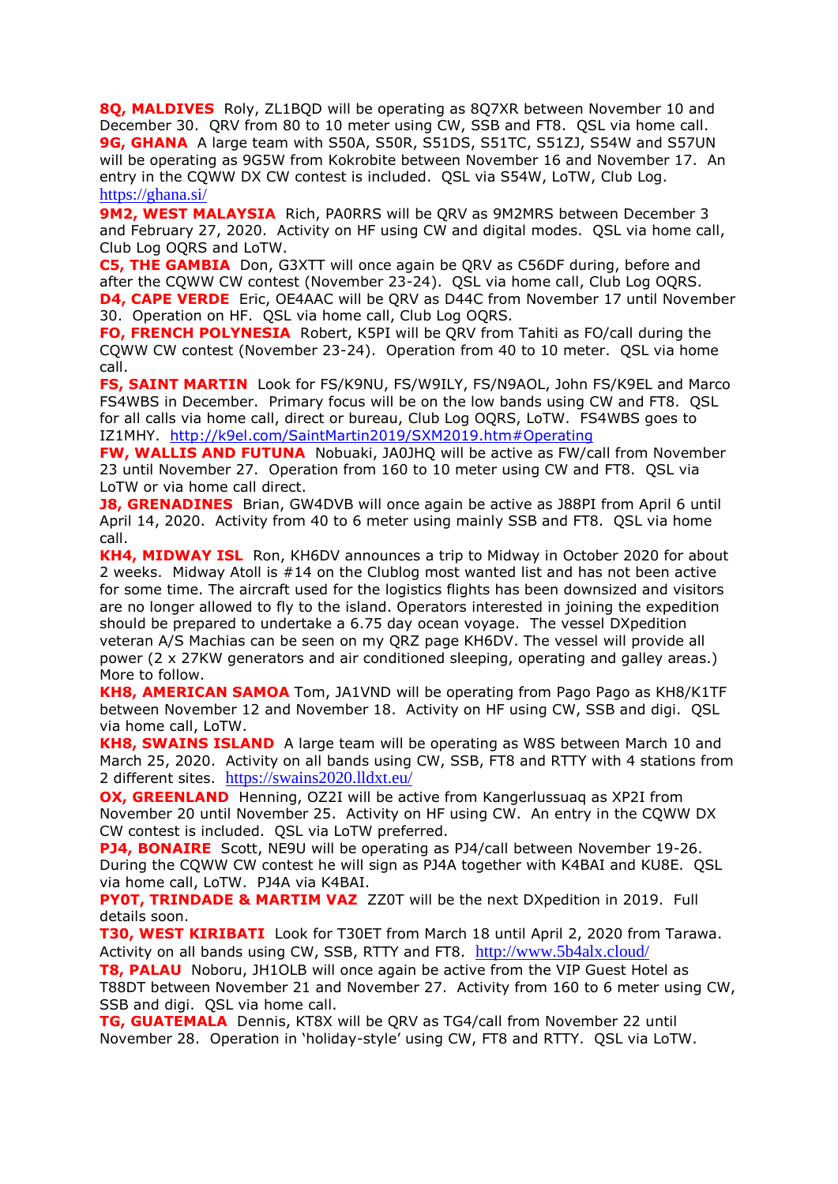**8Q, MALDIVES** Roly, ZL1BQD will be operating as 8Q7XR between November 10 and December 30. QRV from 80 to 10 meter using CW, SSB and FT8. QSL via home call.

**9G, GHANA** A large team with S50A, S50R, S51DS, S51TC, S51ZJ, S54W and S57UN will be operating as 9G5W from Kokrobite between November 16 and November 17. An entry in the CQWW DX CW contest is included. QSL via S54W, LoTW, Club Log. https://ghana.si/

**9M2, WEST MALAYSIA** Rich, PA0RRS will be QRV as 9M2MRS between December 3 and February 27, 2020. Activity on HF using CW and digital modes. QSL via home call, Club Log OQRS and LoTW.

**C5, THE GAMBIA** Don, G3XTT will once again be QRV as C56DF during, before and after the CQWW CW contest (November 23-24). QSL via home call, Club Log OQRS.

**D4, CAPE VERDE** Eric, OE4AAC will be QRV as D44C from November 17 until November 30. Operation on HF. QSL via home call, Club Log OQRS.

**FO, FRENCH POLYNESIA** Robert, K5PI will be QRV from Tahiti as FO/call during the CQWW CW contest (November 23-24). Operation from 40 to 10 meter. QSL via home call.

**FS, SAINT MARTIN** Look for FS/K9NU, FS/W9ILY, FS/N9AOL, John FS/K9EL and Marco FS4WBS in December. Primary focus will be on the low bands using CW and FT8. QSL for all calls via home call, direct or bureau, Club Log OQRS, LoTW. FS4WBS goes to IZ1MHY. http://k9el.com/SaintMartin2019/SXM2019.htm#Operating

**FW, WALLIS AND FUTUNA** Nobuaki, JA0JHQ will be active as FW/call from November 23 until November 27. Operation from 160 to 10 meter using CW and FT8. QSL via LoTW or via home call direct.

**J8, GRENADINES** Brian, GW4DVB will once again be active as J88PI from April 6 until April 14, 2020. Activity from 40 to 6 meter using mainly SSB and FT8. QSL via home call.

**KH4, MIDWAY ISL** Ron, KH6DV announces a trip to Midway in October 2020 for about 2 weeks. Midway Atoll is #14 on the Clublog most wanted list and has not been active for some time. The aircraft used for the logistics flights has been downsized and visitors are no longer allowed to fly to the island. Operators interested in joining the expedition should be prepared to undertake a 6.75 day ocean voyage. The vessel DXpedition veteran A/S Machias can be seen on my QRZ page KH6DV. The vessel will provide all power (2 x 27KW generators and air conditioned sleeping, operating and galley areas.) More to follow.

**KH8, AMERICAN SAMOA** Tom, JA1VND will be operating from Pago Pago as KH8/K1TF between November 12 and November 18. Activity on HF using CW, SSB and digi. QSL via home call, LoTW.

**KH8, SWAINS ISLAND** A large team will be operating as W8S between March 10 and March 25, 2020. Activity on all bands using CW, SSB, FT8 and RTTY with 4 stations from 2 different sites. https://swains2020.lldxt.eu/

**OX, GREENLAND** Henning, OZ2I will be active from Kangerlussuaq as XP2I from November 20 until November 25. Activity on HF using CW. An entry in the CQWW DX CW contest is included. QSL via LoTW preferred.

**PJ4, BONAIRE** Scott, NE9U will be operating as PJ4/call between November 19-26. During the CQWW CW contest he will sign as PJ4A together with K4BAI and KU8E. QSL via home call, LoTW. PJ4A via K4BAI.

**PY0T, TRINDADE & MARTIM VAZ** ZZ0T will be the next DXpedition in 2019. Full details soon.

**T30, WEST KIRIBATI** Look for T30ET from March 18 until April 2, 2020 from Tarawa. Activity on all bands using CW, SSB, RTTY and FT8. http://www.5b4alx.cloud/

**T8, PALAU** Noboru, JH1OLB will once again be active from the VIP Guest Hotel as T88DT between November 21 and November 27. Activity from 160 to 6 meter using CW, SSB and digi. QSL via home call.

**TG, GUATEMALA** Dennis, KT8X will be QRV as TG4/call from November 22 until November 28. Operation in 'holiday-style' using CW, FT8 and RTTY. QSL via LoTW.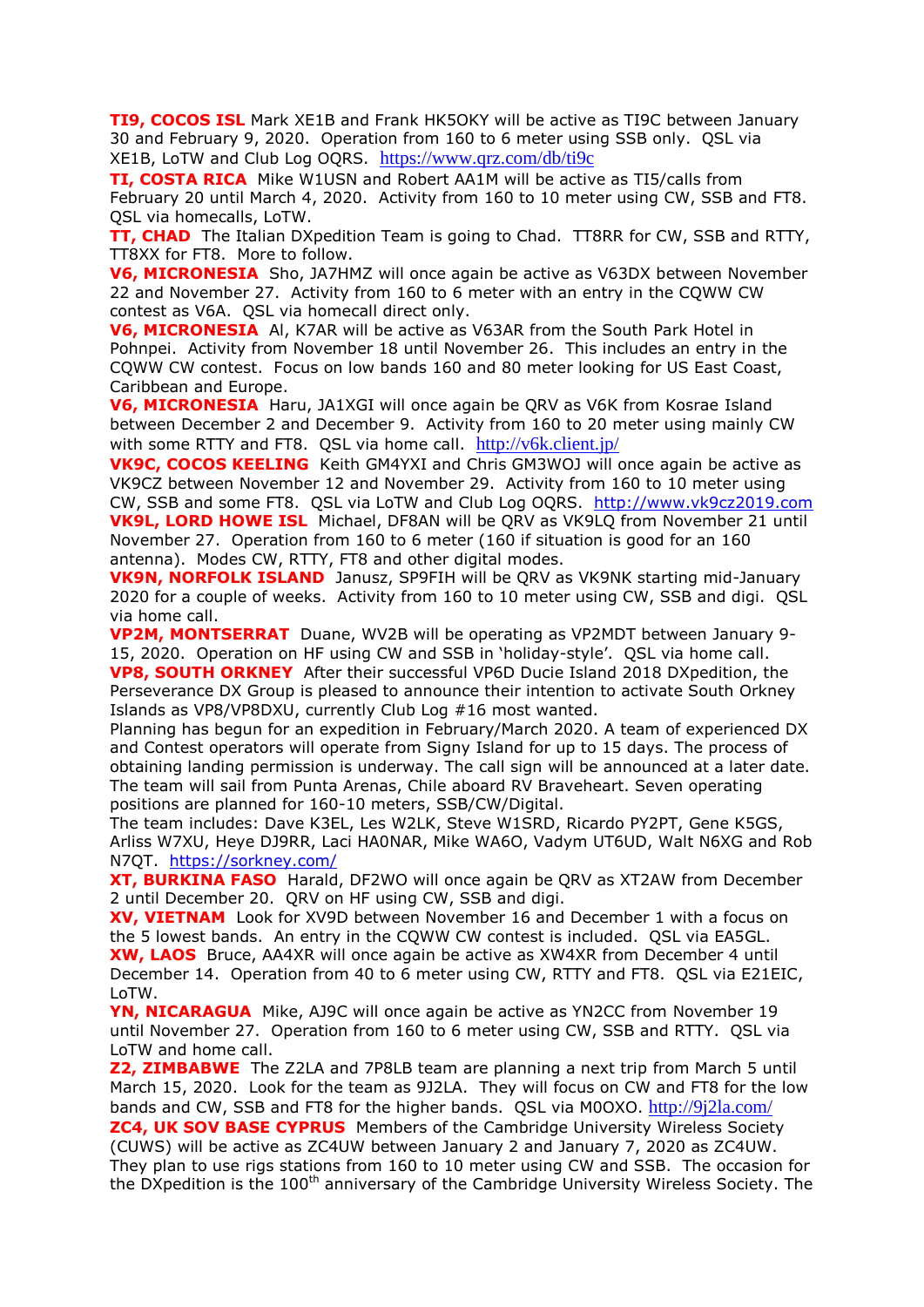**TI9, COCOS ISL** Mark XE1B and Frank HK5OKY will be active as TI9C between January 30 and February 9, 2020. Operation from 160 to 6 meter using SSB only. QSL via XE1B, LoTW and Club Log OQRS. https://www.qrz.com/db/ti9c

**TI, COSTA RICA** Mike W1USN and Robert AA1M will be active as TI5/calls from February 20 until March 4, 2020. Activity from 160 to 10 meter using CW, SSB and FT8. QSL via homecalls, LoTW.

**TT, CHAD** The Italian DXpedition Team is going to Chad. TT8RR for CW, SSB and RTTY, TT8XX for FT8. More to follow.

**V6, MICRONESIA** Sho, JA7HMZ will once again be active as V63DX between November 22 and November 27. Activity from 160 to 6 meter with an entry in the CQWW CW contest as V6A. QSL via homecall direct only.

**V6, MICRONESIA** Al, K7AR will be active as V63AR from the South Park Hotel in Pohnpei. Activity from November 18 until November 26. This includes an entry in the CQWW CW contest. Focus on low bands 160 and 80 meter looking for US East Coast, Caribbean and Europe.

**V6, MICRONESIA** Haru, JA1XGI will once again be QRV as V6K from Kosrae Island between December 2 and December 9. Activity from 160 to 20 meter using mainly CW with some RTTY and FT8. QSL via home call. http://v6k.client.jp/

**VK9C, COCOS KEELING** Keith GM4YXI and Chris GM3WOJ will once again be active as VK9CZ between November 12 and November 29. Activity from 160 to 10 meter using CW, SSB and some FT8. QSL via LoTW and Club Log OQRS. http://www.vk9cz2019.com

**VK9L, LORD HOWE ISL** Michael, DF8AN will be QRV as VK9LQ from November 21 until November 27. Operation from 160 to 6 meter (160 if situation is good for an 160 antenna). Modes CW, RTTY, FT8 and other digital modes.

**VK9N, NORFOLK ISLAND** Janusz, SP9FIH will be QRV as VK9NK starting mid-January 2020 for a couple of weeks. Activity from 160 to 10 meter using CW, SSB and digi. QSL via home call.

**VP2M, MONTSERRAT** Duane, WV2B will be operating as VP2MDT between January 9-15, 2020. Operation on HF using CW and SSB in 'holiday-style'. QSL via home call.

**VP8, SOUTH ORKNEY** After their successful VP6D Ducie Island 2018 DXpedition, the Perseverance DX Group is pleased to announce their intention to activate South Orkney Islands as VP8/VP8DXU, currently Club Log #16 most wanted.

Planning has begun for an expedition in February/March 2020. A team of experienced DX and Contest operators will operate from Signy Island for up to 15 days. The process of obtaining landing permission is underway. The call sign will be announced at a later date. The team will sail from Punta Arenas, Chile aboard RV Braveheart. Seven operating positions are planned for 160-10 meters, SSB/CW/Digital.

The team includes: Dave K3EL, Les W2LK, Steve W1SRD, Ricardo PY2PT, Gene K5GS, Arliss W7XU, Heye DJ9RR, Laci HA0NAR, Mike WA6O, Vadym UT6UD, Walt N6XG and Rob N7QT. https://sorkney.com/

**XT, BURKINA FASO** Harald, DF2WO will once again be QRV as XT2AW from December 2 until December 20. QRV on HF using CW, SSB and digi.

**XV, VIETNAM** Look for XV9D between November 16 and December 1 with a focus on the 5 lowest bands. An entry in the CQWW CW contest is included. QSL via EA5GL.

**XW, LAOS** Bruce, AA4XR will once again be active as XW4XR from December 4 until December 14. Operation from 40 to 6 meter using CW, RTTY and FT8. QSL via E21EIC, LoTW.

**YN, NICARAGUA** Mike, AJ9C will once again be active as YN2CC from November 19 until November 27. Operation from 160 to 6 meter using CW, SSB and RTTY. QSL via LoTW and home call.

**Z2, ZIMBABWE** The Z2LA and 7P8LB team are planning a next trip from March 5 until March 15, 2020. Look for the team as 9J2LA. They will focus on CW and FT8 for the low bands and CW, SSB and FT8 for the higher bands. QSL via M0OXO. http://9j2la.com/

**ZC4, UK SOV BASE CYPRUS** Members of the Cambridge University Wireless Society (CUWS) will be active as ZC4UW between January 2 and January 7, 2020 as ZC4UW. They plan to use rigs stations from 160 to 10 meter using CW and SSB. The occasion for the DXpedition is the 100th anniversary of the Cambridge University Wireless Society. The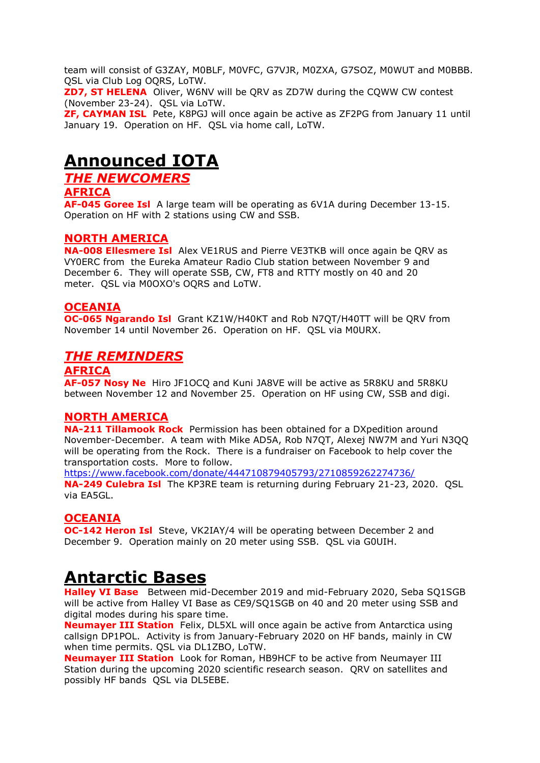team will consist of G3ZAY, M0BLF, M0VFC, G7VJR, M0ZXA, G7SOZ, M0WUT and M0BBB. QSL via Club Log OQRS, LoTW.

**ZD7, ST HELENA** Oliver, W6NV will be QRV as ZD7W during the CQWW CW contest (November 23-24). QSL via LoTW.

**ZF, CAYMAN ISL** Pete, K8PGJ will once again be active as ZF2PG from January 11 until January 19. Operation on HF. QSL via home call, LoTW.

# Announced IOTA

## *THE NEWCOMERS*

### AFRICA

**AF-045 Goree Isl** A large team will be operating as 6V1A during December 13-15. Operation on HF with 2 stations using CW and SSB.

### NORTH AMERICA

**NA-008 Ellesmere Isl** Alex VE1RUS and Pierre VE3TKB will once again be QRV as VY0ERC from the Eureka Amateur Radio Club station between November 9 and December 6. They will operate SSB, CW, FT8 and RTTY mostly on 40 and 20 meter. QSL via M0OXO's OQRS and LoTW.

### OCEANIA

**OC-065 Ngarando Isl** Grant KZ1W/H40KT and Rob N7QT/H40TT will be QRV from November 14 until November 26. Operation on HF. QSL via M0URX.

## *THE REMINDERS*

### AFRICA

**AF-057 Nosy Ne** Hiro JF1OCQ and Kuni JA8VE will be active as 5R8KU and 5R8KU between November 12 and November 25. Operation on HF using CW, SSB and digi.

### NORTH AMERICA

**NA-211 Tillamook Rock** Permission has been obtained for a DXpedition around November-December. A team with Mike AD5A, Rob N7QT, Alexej NW7M and Yuri N3QQ will be operating from the Rock. There is a fundraiser on Facebook to help cover the transportation costs. More to follow.
https://www.facebook.com/donate/444710879405793/2710859262274736/

**NA-249 Culebra Isl** The KP3RE team is returning during February 21-23, 2020. QSL via EA5GL.

### OCEANIA

**OC-142 Heron Isl** Steve, VK2IAY/4 will be operating between December 2 and December 9. Operation mainly on 20 meter using SSB. QSL via G0UIH.

# Antarctic Bases

**Halley VI Base** Between mid-December 2019 and mid-February 2020, Seba SQ1SGB will be active from Halley VI Base as CE9/SQ1SGB on 40 and 20 meter using SSB and digital modes during his spare time.

**Neumayer III Station** Felix, DL5XL will once again be active from Antarctica using callsign DP1POL. Activity is from January-February 2020 on HF bands, mainly in CW when time permits. QSL via DL1ZBO, LoTW.

**Neumayer III Station** Look for Roman, HB9HCF to be active from Neumayer III Station during the upcoming 2020 scientific research season. QRV on satellites and possibly HF bands QSL via DL5EBE.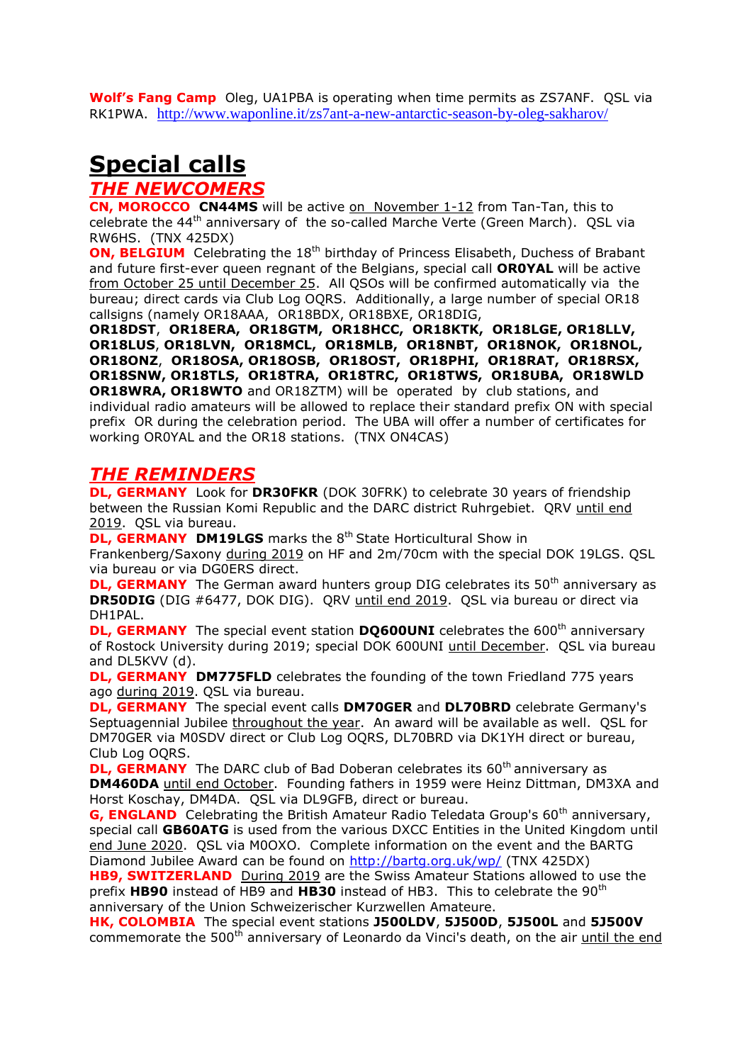**Wolf's Fang Camp** Oleg, UA1PBA is operating when time permits as ZS7ANF. QSL via RK1PWA. http://www.waponline.it/zs7ant-a-new-antarctic-season-by-oleg-sakharov/

# Special calls

## *THE NEWCOMERS*

**CN, MOROCCO** **CN44MS** will be active on November 1-12 from Tan-Tan, this to celebrate the 44th anniversary of the so-called Marche Verte (Green March). QSL via RW6HS. (TNX 425DX)

**ON, BELGIUM** Celebrating the 18th birthday of Princess Elisabeth, Duchess of Brabant and future first-ever queen regnant of the Belgians, special call **OR0YAL** will be active from October 25 until December 25. All QSOs will be confirmed automatically via the bureau; direct cards via Club Log OQRS. Additionally, a large number of special OR18 callsigns (namely OR18AAA, OR18BDX, OR18BXE, OR18DIG, **OR18DST**, **OR18ERA, OR18GTM, OR18HCC, OR18KTK, OR18LGE, OR18LLV, OR18LUS**, **OR18LVN, OR18MCL, OR18MLB, OR18NBT, OR18NOK, OR18NOL, OR18ONZ**, **OR18OSA, OR18OSB, OR18OST, OR18PHI, OR18RAT, OR18RSX, OR18SNW, OR18TLS, OR18TRA, OR18TRC, OR18TWS, OR18UBA, OR18WLD OR18WRA, OR18WTO** and OR18ZTM) will be operated by club stations, and individual radio amateurs will be allowed to replace their standard prefix ON with special prefix OR during the celebration period. The UBA will offer a number of certificates for working OR0YAL and the OR18 stations. (TNX ON4CAS)

## *THE REMINDERS*

**DL, GERMANY** Look for **DR30FKR** (DOK 30FRK) to celebrate 30 years of friendship between the Russian Komi Republic and the DARC district Ruhrgebiet. QRV until end 2019. QSL via bureau.

**DL, GERMANY** **DM19LGS** marks the 8th State Horticultural Show in Frankenberg/Saxony during 2019 on HF and 2m/70cm with the special DOK 19LGS. QSL via bureau or via DG0ERS direct.

**DL, GERMANY** The German award hunters group DIG celebrates its 50th anniversary as **DR50DIG** (DIG #6477, DOK DIG). QRV until end 2019. QSL via bureau or direct via DH1PAL.

**DL, GERMANY** The special event station **DQ600UNI** celebrates the 600th anniversary of Rostock University during 2019; special DOK 600UNI until December. QSL via bureau and DL5KVV (d).

**DL, GERMANY** **DM775FLD** celebrates the founding of the town Friedland 775 years ago during 2019. QSL via bureau.

**DL, GERMANY** The special event calls **DM70GER** and **DL70BRD** celebrate Germany's Septuagennial Jubilee throughout the year. An award will be available as well. QSL for DM70GER via M0SDV direct or Club Log OQRS, DL70BRD via DK1YH direct or bureau, Club Log OQRS.

**DL, GERMANY** The DARC club of Bad Doberan celebrates its 60th anniversary as **DM460DA** until end October. Founding fathers in 1959 were Heinz Dittman, DM3XA and Horst Koschay, DM4DA. QSL via DL9GFB, direct or bureau.

**G, ENGLAND** Celebrating the British Amateur Radio Teledata Group's 60th anniversary, special call **GB60ATG** is used from the various DXCC Entities in the United Kingdom until end June 2020. QSL via M0OXO. Complete information on the event and the BARTG Diamond Jubilee Award can be found on http://bartg.org.uk/wp/ (TNX 425DX)

**HB9, SWITZERLAND** During 2019 are the Swiss Amateur Stations allowed to use the prefix **HB90** instead of HB9 and **HB30** instead of HB3. This to celebrate the 90th anniversary of the Union Schweizerischer Kurzwellen Amateure.

**HK, COLOMBIA** The special event stations **J500LDV**, **5J500D**, **5J500L** and **5J500V** commemorate the 500th anniversary of Leonardo da Vinci's death, on the air until the end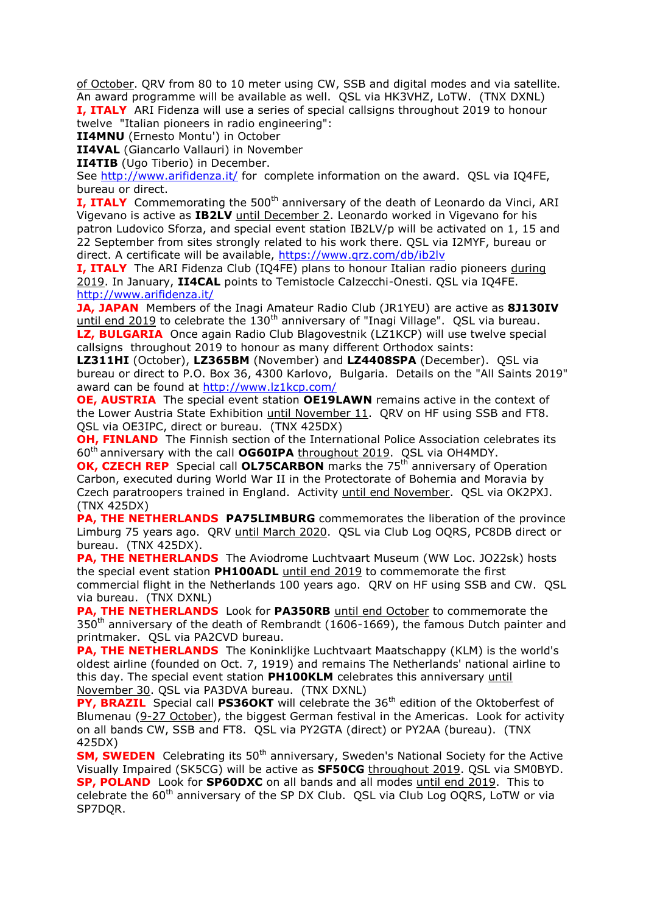of October. QRV from 80 to 10 meter using CW, SSB and digital modes and via satellite. An award programme will be available as well. QSL via HK3VHZ, LoTW. (TNX DXNL)

**I, ITALY** ARI Fidenza will use a series of special callsigns throughout 2019 to honour twelve "Italian pioneers in radio engineering":
**II4MNU** (Ernesto Montu') in October
**II4VAL** (Giancarlo Vallauri) in November
**II4TIB** (Ugo Tiberio) in December.
See http://www.arifidenza.it/ for complete information on the award. QSL via IQ4FE, bureau or direct.

**I, ITALY** Commemorating the 500th anniversary of the death of Leonardo da Vinci, ARI Vigevano is active as **IB2LV** until December 2. Leonardo worked in Vigevano for his patron Ludovico Sforza, and special event station IB2LV/p will be activated on 1, 15 and 22 September from sites strongly related to his work there. QSL via I2MYF, bureau or direct. A certificate will be available, https://www.qrz.com/db/ib2lv

**I, ITALY** The ARI Fidenza Club (IQ4FE) plans to honour Italian radio pioneers during 2019. In January, **II4CAL** points to Temistocle Calzecchi-Onesti. QSL via IQ4FE. http://www.arifidenza.it/

**JA, JAPAN** Members of the Inagi Amateur Radio Club (JR1YEU) are active as **8J130IV** until end 2019 to celebrate the 130th anniversary of "Inagi Village". QSL via bureau.

**LZ, BULGARIA** Once again Radio Club Blagovestnik (LZ1KCP) will use twelve special callsigns throughout 2019 to honour as many different Orthodox saints:
**LZ311HI** (October), **LZ365BM** (November) and **LZ4408SPA** (December). QSL via bureau or direct to P.O. Box 36, 4300 Karlovo, Bulgaria. Details on the "All Saints 2019" award can be found at http://www.lz1kcp.com/

**OE, AUSTRIA** The special event station **OE19LAWN** remains active in the context of the Lower Austria State Exhibition until November 11. QRV on HF using SSB and FT8. QSL via OE3IPC, direct or bureau. (TNX 425DX)

**OH, FINLAND** The Finnish section of the International Police Association celebrates its 60th anniversary with the call **OG60IPA** throughout 2019. QSL via OH4MDY.

**OK, CZECH REP** Special call **OL75CARBON** marks the 75th anniversary of Operation Carbon, executed during World War II in the Protectorate of Bohemia and Moravia by Czech paratroopers trained in England. Activity until end November. QSL via OK2PXJ. (TNX 425DX)

**PA, THE NETHERLANDS** **PA75LIMBURG** commemorates the liberation of the province Limburg 75 years ago. QRV until March 2020. QSL via Club Log OQRS, PC8DB direct or bureau. (TNX 425DX).

**PA, THE NETHERLANDS** The Aviodrome Luchtvaart Museum (WW Loc. JO22sk) hosts the special event station **PH100ADL** until end 2019 to commemorate the first commercial flight in the Netherlands 100 years ago. QRV on HF using SSB and CW. QSL via bureau. (TNX DXNL)

**PA, THE NETHERLANDS** Look for **PA350RB** until end October to commemorate the 350th anniversary of the death of Rembrandt (1606-1669), the famous Dutch painter and printmaker. QSL via PA2CVD bureau.

**PA, THE NETHERLANDS** The Koninklijke Luchtvaart Maatschappy (KLM) is the world's oldest airline (founded on Oct. 7, 1919) and remains The Netherlands' national airline to this day. The special event station **PH100KLM** celebrates this anniversary until November 30. QSL via PA3DVA bureau. (TNX DXNL)

**PY, BRAZIL** Special call **PS36OKT** will celebrate the 36th edition of the Oktoberfest of Blumenau (9-27 October), the biggest German festival in the Americas. Look for activity on all bands CW, SSB and FT8. QSL via PY2GTA (direct) or PY2AA (bureau). (TNX 425DX)

**SM, SWEDEN** Celebrating its 50th anniversary, Sweden's National Society for the Active Visually Impaired (SK5CG) will be active as **SF50CG** throughout 2019. QSL via SM0BYD.

**SP, POLAND** Look for **SP60DXC** on all bands and all modes until end 2019. This to celebrate the 60th anniversary of the SP DX Club. QSL via Club Log OQRS, LoTW or via SP7DQR.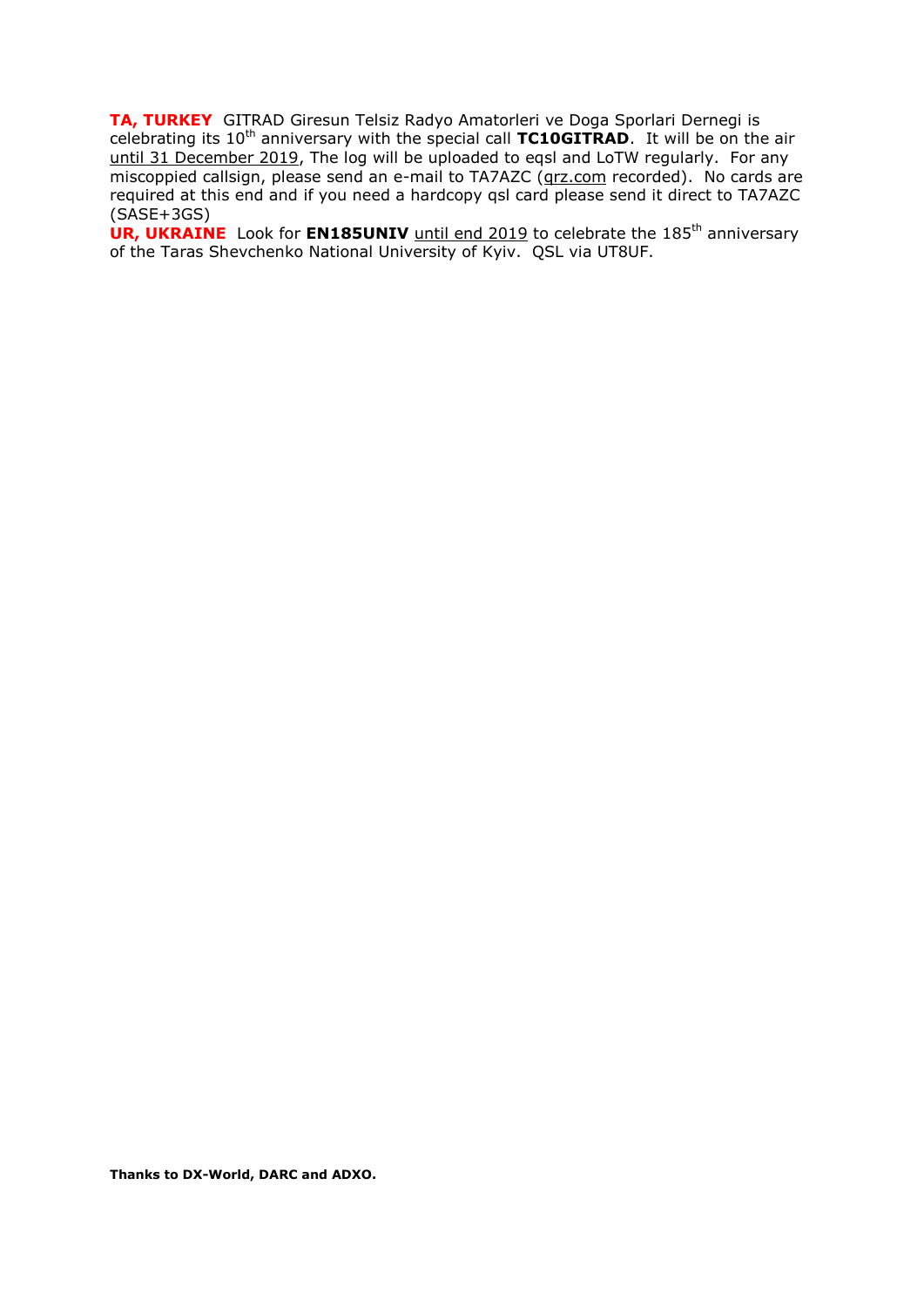**TA, TURKEY** GITRAD Giresun Telsiz Radyo Amatorleri ve Doga Sporlari Dernegi is celebrating its 10th anniversary with the special call **TC10GITRAD**. It will be on the air until 31 December 2019, The log will be uploaded to eqsl and LoTW regularly. For any miscoppied callsign, please send an e-mail to TA7AZC (qrz.com recorded). No cards are required at this end and if you need a hardcopy qsl card please send it direct to TA7AZC (SASE+3GS)

**UR, UKRAINE** Look for **EN185UNIV** until end 2019 to celebrate the 185th anniversary of the Taras Shevchenko National University of Kyiv. QSL via UT8UF.

**Thanks to DX-World, DARC and ADXO.**